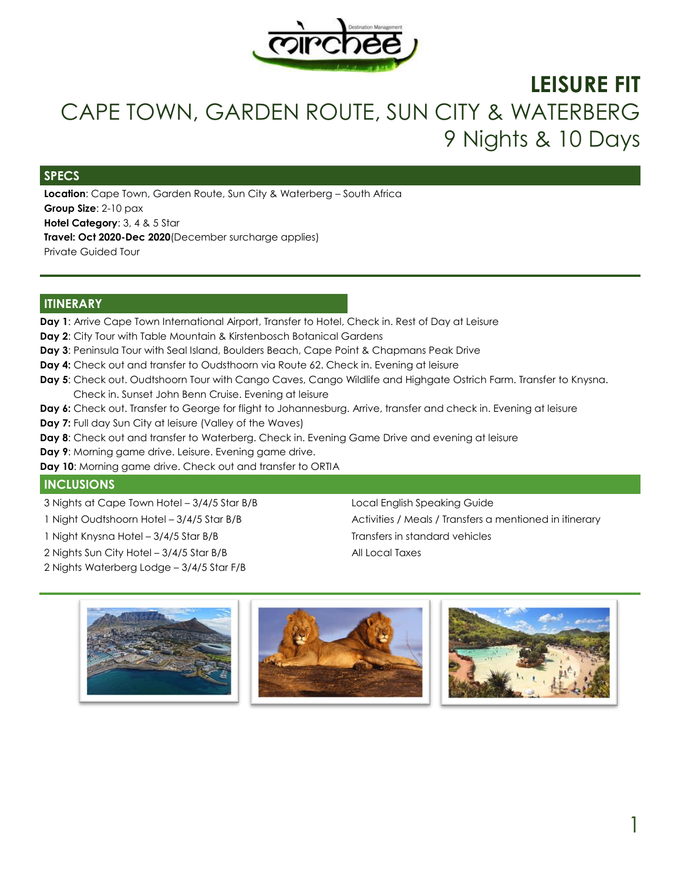# LEISURE FIT

## CAPE TOWN, GARDEN ROUTE, SUN CITY & WATERBERG

## 9 Nights & 10 Days

### SPECS

**Location**: Cape Town, Garden Route, Sun City & Waterberg – South Africa
**Group Size**: 2-10 pax
**Hotel Category**: 3, 4 & 5 Star
**Travel: Oct 2020-Dec 2020**(December surcharge applies)
Private Guided Tour

### ITINERARY

**Day 1**: Arrive Cape Town International Airport, Transfer to Hotel, Check in. Rest of Day at Leisure
**Day 2**: City Tour with Table Mountain & Kirstenbosch Botanical Gardens
**Day 3**: Peninsula Tour with Seal Island, Boulders Beach, Cape Point & Chapmans Peak Drive
**Day 4:** Check out and transfer to Oudsthoorn via Route 62. Check in. Evening at leisure
**Day 5**: Check out. Oudtshoorn Tour with Cango Caves, Cango Wildlife and Highgate Ostrich Farm. Transfer to Knysna. Check in. Sunset John Benn Cruise. Evening at leisure
**Day 6:** Check out. Transfer to George for flight to Johannesburg. Arrive, transfer and check in. Evening at leisure
**Day 7:** Full day Sun City at leisure (Valley of the Waves)
**Day 8**: Check out and transfer to Waterberg. Check in. Evening Game Drive and evening at leisure
**Day 9**: Morning game drive. Leisure. Evening game drive.
**Day 10**: Morning game drive. Check out and transfer to ORTIA

### INCLUSIONS

- 3 Nights at Cape Town Hotel – 3/4/5 Star B/B
- 1 Night Oudtshoorn Hotel – 3/4/5 Star B/B
- 1 Night Knysna Hotel – 3/4/5 Star B/B
- 2 Nights Sun City Hotel – 3/4/5 Star B/B
- 2 Nights Waterberg Lodge – 3/4/5 Star F/B
- Local English Speaking Guide
- Activities / Meals / Transfers a mentioned in itinerary
- Transfers in standard vehicles
- All Local Taxes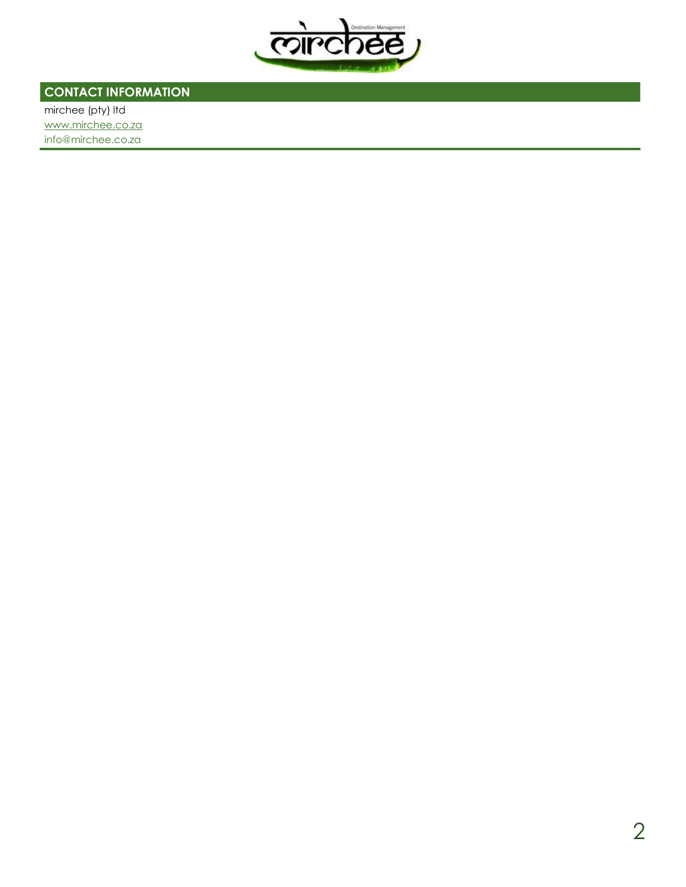## CONTACT INFORMATION

mirchee (pty) ltd
www.mirchee.co.za
info@mirchee.co.za